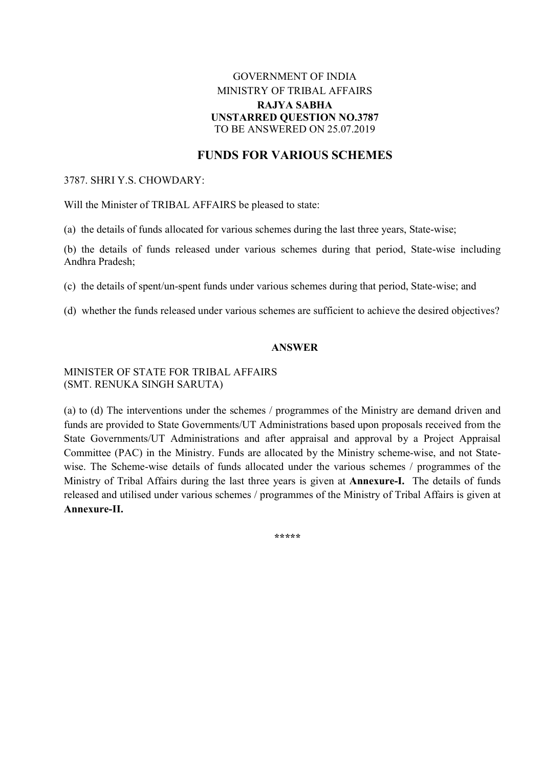GOVERNMENT OF INDIA
MINISTRY OF TRIBAL AFFAIRS
**RAJYA SABHA**
**UNSTARRED QUESTION NO.3787**
TO BE ANSWERED ON 25.07.2019

## FUNDS FOR VARIOUS SCHEMES

3787. SHRI Y.S. CHOWDARY:

Will the Minister of TRIBAL AFFAIRS be pleased to state:

(a) the details of funds allocated for various schemes during the last three years, State-wise;

(b) the details of funds released under various schemes during that period, State-wise including Andhra Pradesh;

(c) the details of spent/un-spent funds under various schemes during that period, State-wise; and

(d) whether the funds released under various schemes are sufficient to achieve the desired objectives?

**ANSWER**

MINISTER OF STATE FOR TRIBAL AFFAIRS
(SMT. RENUKA SINGH SARUTA)

(a) to (d) The interventions under the schemes / programmes of the Ministry are demand driven and funds are provided to State Governments/UT Administrations based upon proposals received from the State Governments/UT Administrations and after appraisal and approval by a Project Appraisal Committee (PAC) in the Ministry. Funds are allocated by the Ministry scheme-wise, and not State-wise. The Scheme-wise details of funds allocated under the various schemes / programmes of the Ministry of Tribal Affairs during the last three years is given at **Annexure-I.** The details of funds released and utilised under various schemes / programmes of the Ministry of Tribal Affairs is given at **Annexure-II.**

*****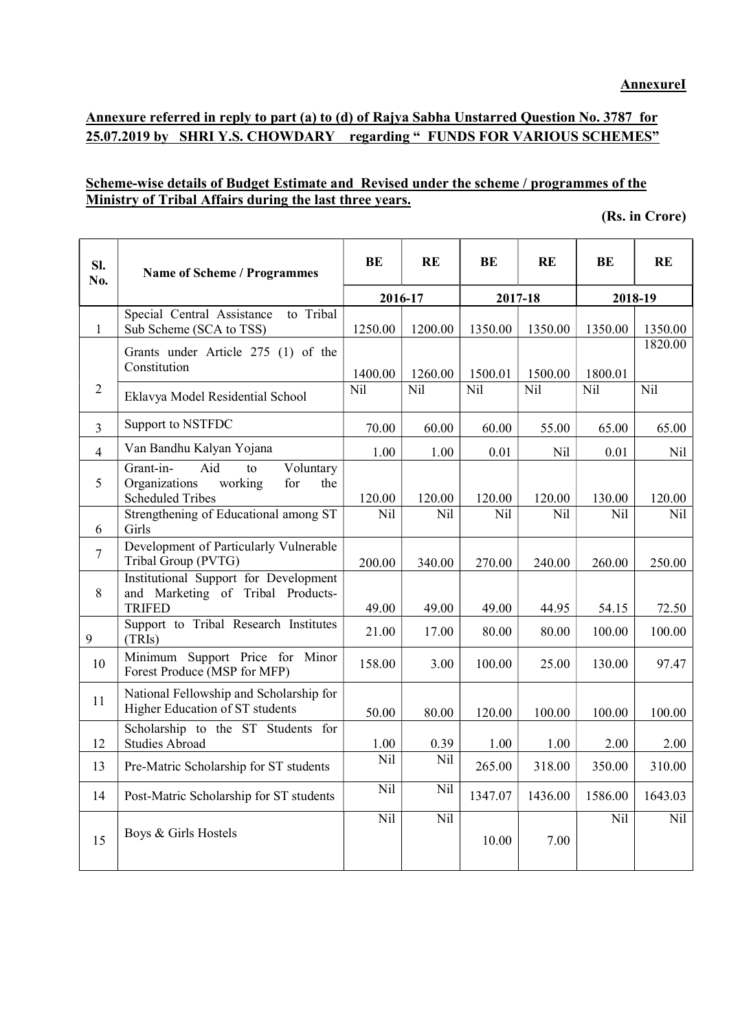**AnnexureI**

**Annexure referred in reply to part (a) to (d) of Rajya Sabha Unstarred Question No. 3787 for 25.07.2019 by SHRI Y.S. CHOWDARY regarding " FUNDS FOR VARIOUS SCHEMES"**

**Scheme-wise details of Budget Estimate and Revised under the scheme / programmes of the Ministry of Tribal Affairs during the last three years.**

**(Rs. in Crore)**

| Sl. No. | Name of Scheme / Programmes | BE | RE | BE | RE | BE | RE |
|---|---|---|---|---|---|---|---|
| | | 2016-17 | | 2017-18 | | 2018-19 | |
| 1 | Special Central Assistance to Tribal Sub Scheme (SCA to TSS) | 1250.00 | 1200.00 | 1350.00 | 1350.00 | 1350.00 | 1350.00 |
| 2 | Grants under Article 275 (1) of the Constitution | 1400.00 | 1260.00 | 1500.01 | 1500.00 | 1800.01 | 1820.00 |
| | Eklavya Model Residential School | Nil | Nil | Nil | Nil | Nil | Nil |
| 3 | Support to NSTFDC | 70.00 | 60.00 | 60.00 | 55.00 | 65.00 | 65.00 |
| 4 | Van Bandhu Kalyan Yojana | 1.00 | 1.00 | 0.01 | Nil | 0.01 | Nil |
| 5 | Grant-in- Aid to Voluntary Organizations working for the Scheduled Tribes | 120.00 | 120.00 | 120.00 | 120.00 | 130.00 | 120.00 |
| 6 | Strengthening of Educational among ST Girls | Nil | Nil | Nil | Nil | Nil | Nil |
| 7 | Development of Particularly Vulnerable Tribal Group (PVTG) | 200.00 | 340.00 | 270.00 | 240.00 | 260.00 | 250.00 |
| 8 | Institutional Support for Development and Marketing of Tribal Products-TRIFED | 49.00 | 49.00 | 49.00 | 44.95 | 54.15 | 72.50 |
| 9 | Support to Tribal Research Institutes (TRIs) | 21.00 | 17.00 | 80.00 | 80.00 | 100.00 | 100.00 |
| 10 | Minimum Support Price for Minor Forest Produce (MSP for MFP) | 158.00 | 3.00 | 100.00 | 25.00 | 130.00 | 97.47 |
| 11 | National Fellowship and Scholarship for Higher Education of ST students | 50.00 | 80.00 | 120.00 | 100.00 | 100.00 | 100.00 |
| 12 | Scholarship to the ST Students for Studies Abroad | 1.00 | 0.39 | 1.00 | 1.00 | 2.00 | 2.00 |
| 13 | Pre-Matric Scholarship for ST students | Nil | Nil | 265.00 | 318.00 | 350.00 | 310.00 |
| 14 | Post-Matric Scholarship for ST students | Nil | Nil | 1347.07 | 1436.00 | 1586.00 | 1643.03 |
| 15 | Boys & Girls Hostels | Nil | Nil | 10.00 | 7.00 | Nil | Nil |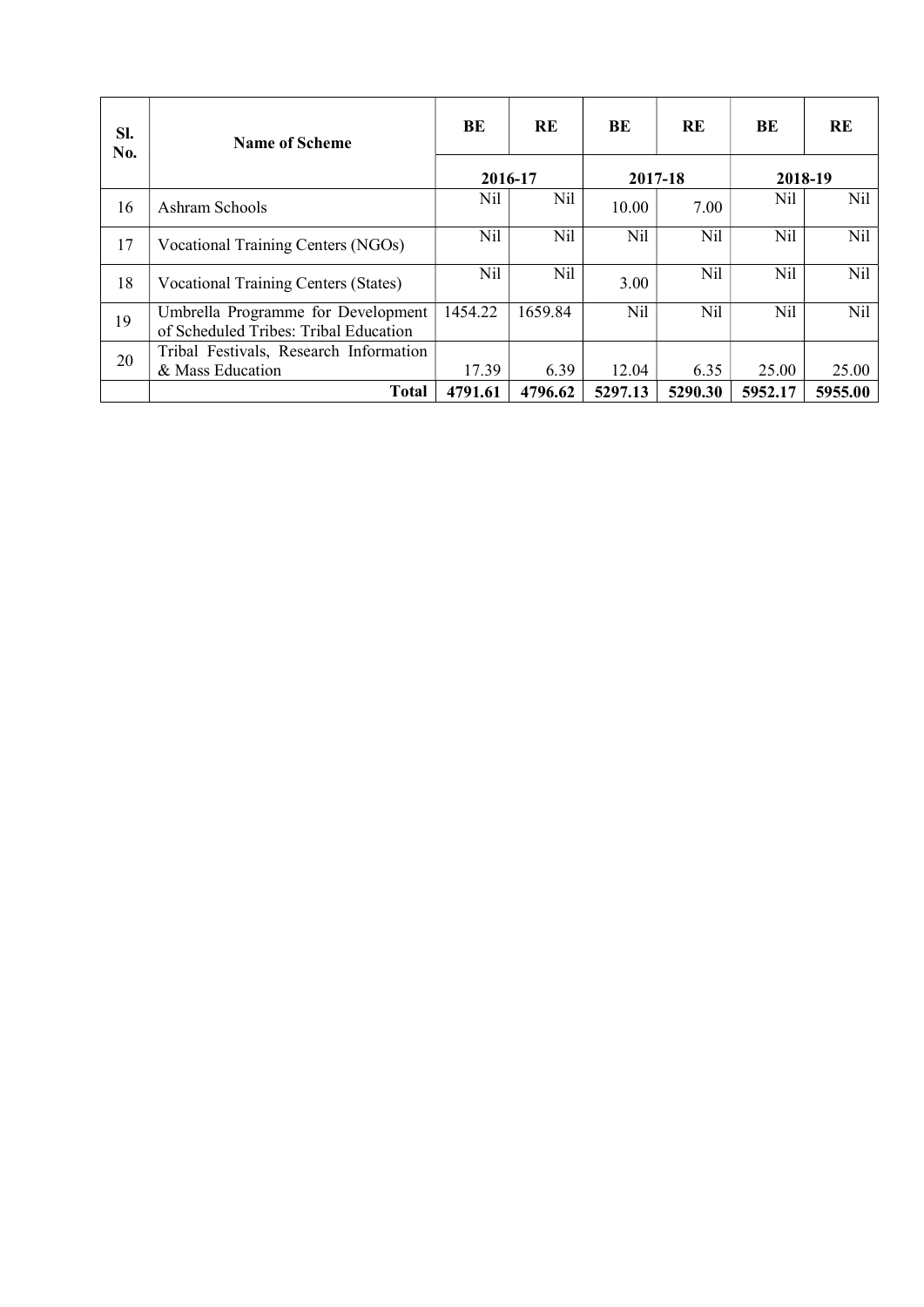| Sl. No. | Name of Scheme | BE | RE | BE | RE | BE | RE |
|---|---|---|---|---|---|---|---|
| | | 2016-17 | | 2017-18 | | 2018-19 | |
| 16 | Ashram Schools | Nil | Nil | 10.00 | 7.00 | Nil | Nil |
| 17 | Vocational Training Centers (NGOs) | Nil | Nil | Nil | Nil | Nil | Nil |
| 18 | Vocational Training Centers (States) | Nil | Nil | 3.00 | Nil | Nil | Nil |
| 19 | Umbrella Programme for Development of Scheduled Tribes: Tribal Education | 1454.22 | 1659.84 | Nil | Nil | Nil | Nil |
| 20 | Tribal Festivals, Research Information & Mass Education | 17.39 | 6.39 | 12.04 | 6.35 | 25.00 | 25.00 |
| | **Total** | **4791.61** | **4796.62** | **5297.13** | **5290.30** | **5952.17** | **5955.00** |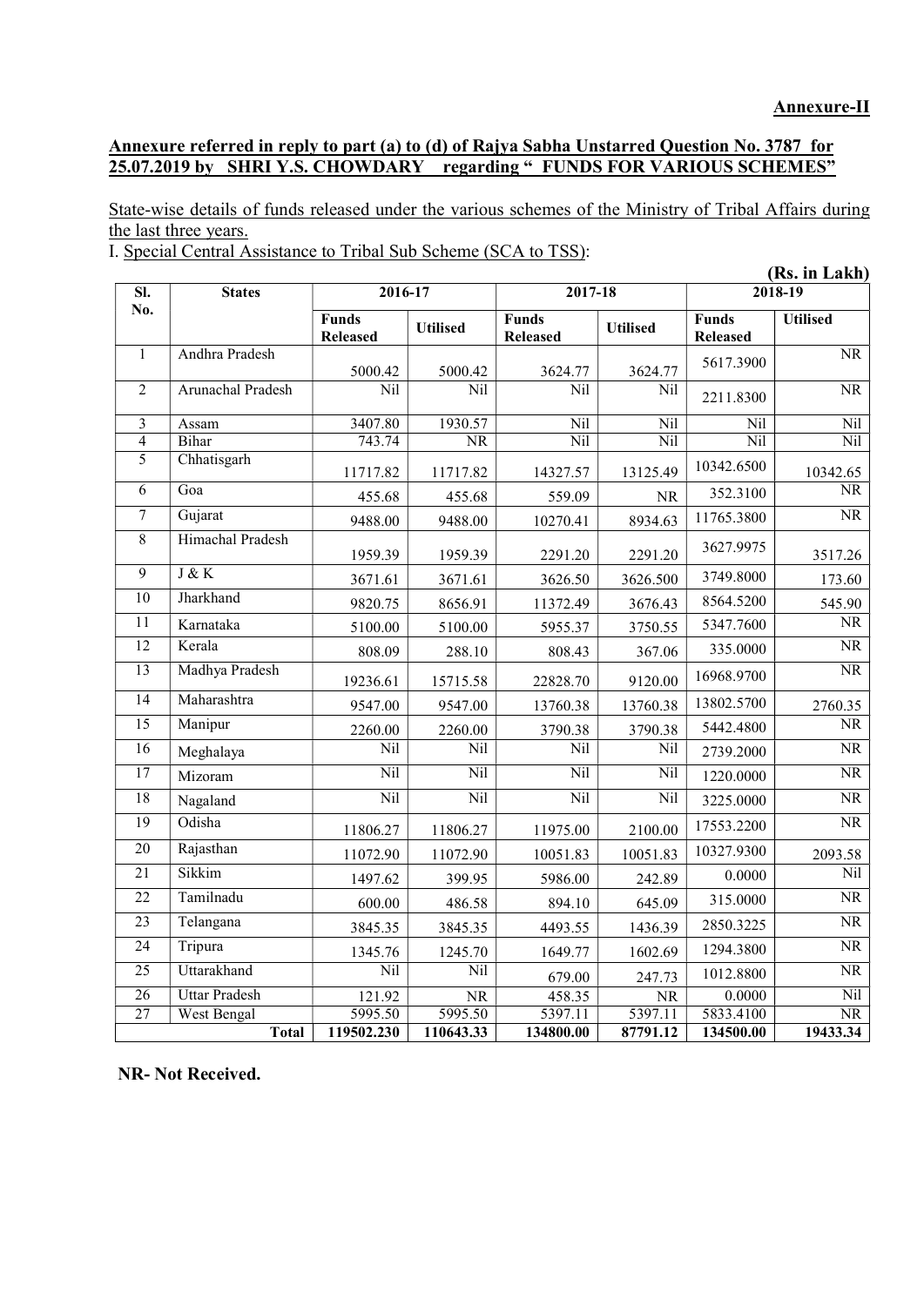**Annexure-II**

**Annexure referred in reply to part (a) to (d) of Rajya Sabha Unstarred Question No. 3787 for 25.07.2019 by SHRI Y.S. CHOWDARY regarding " FUNDS FOR VARIOUS SCHEMES"**

State-wise details of funds released under the various schemes of the Ministry of Tribal Affairs during the last three years.

I. Special Central Assistance to Tribal Sub Scheme (SCA to TSS):

**(Rs. in Lakh)**

| Sl. No. | States | 2016-17 | | 2017-18 | | 2018-19 | |
|---|---|---|---|---|---|---|---|
| | | **Funds Released** | **Utilised** | **Funds Released** | **Utilised** | **Funds Released** | **Utilised** |
| 1 | Andhra Pradesh | 5000.42 | 5000.42 | 3624.77 | 3624.77 | 5617.3900 | NR |
| 2 | Arunachal Pradesh | Nil | Nil | Nil | Nil | 2211.8300 | NR |
| 3 | Assam | 3407.80 | 1930.57 | Nil | Nil | Nil | Nil |
| 4 | Bihar | 743.74 | NR | Nil | Nil | Nil | Nil |
| 5 | Chhatisgarh | 11717.82 | 11717.82 | 14327.57 | 13125.49 | 10342.6500 | 10342.65 |
| 6 | Goa | 455.68 | 455.68 | 559.09 | NR | 352.3100 | NR |
| 7 | Gujarat | 9488.00 | 9488.00 | 10270.41 | 8934.63 | 11765.3800 | NR |
| 8 | Himachal Pradesh | 1959.39 | 1959.39 | 2291.20 | 2291.20 | 3627.9975 | 3517.26 |
| 9 | J & K | 3671.61 | 3671.61 | 3626.50 | 3626.500 | 3749.8000 | 173.60 |
| 10 | Jharkhand | 9820.75 | 8656.91 | 11372.49 | 3676.43 | 8564.5200 | 545.90 |
| 11 | Karnataka | 5100.00 | 5100.00 | 5955.37 | 3750.55 | 5347.7600 | NR |
| 12 | Kerala | 808.09 | 288.10 | 808.43 | 367.06 | 335.0000 | NR |
| 13 | Madhya Pradesh | 19236.61 | 15715.58 | 22828.70 | 9120.00 | 16968.9700 | NR |
| 14 | Maharashtra | 9547.00 | 9547.00 | 13760.38 | 13760.38 | 13802.5700 | 2760.35 |
| 15 | Manipur | 2260.00 | 2260.00 | 3790.38 | 3790.38 | 5442.4800 | NR |
| 16 | Meghalaya | Nil | Nil | Nil | Nil | 2739.2000 | NR |
| 17 | Mizoram | Nil | Nil | Nil | Nil | 1220.0000 | NR |
| 18 | Nagaland | Nil | Nil | Nil | Nil | 3225.0000 | NR |
| 19 | Odisha | 11806.27 | 11806.27 | 11975.00 | 2100.00 | 17553.2200 | NR |
| 20 | Rajasthan | 11072.90 | 11072.90 | 10051.83 | 10051.83 | 10327.9300 | 2093.58 |
| 21 | Sikkim | 1497.62 | 399.95 | 5986.00 | 242.89 | 0.0000 | Nil |
| 22 | Tamilnadu | 600.00 | 486.58 | 894.10 | 645.09 | 315.0000 | NR |
| 23 | Telangana | 3845.35 | 3845.35 | 4493.55 | 1436.39 | 2850.3225 | NR |
| 24 | Tripura | 1345.76 | 1245.70 | 1649.77 | 1602.69 | 1294.3800 | NR |
| 25 | Uttarakhand | Nil | Nil | 679.00 | 247.73 | 1012.8800 | NR |
| 26 | Uttar Pradesh | 121.92 | NR | 458.35 | NR | 0.0000 | Nil |
| 27 | West Bengal | 5995.50 | 5995.50 | 5397.11 | 5397.11 | 5833.4100 | NR |
| | **Total** | **119502.230** | **110643.33** | **134800.00** | **87791.12** | **134500.00** | **19433.34** |

**NR- Not Received.**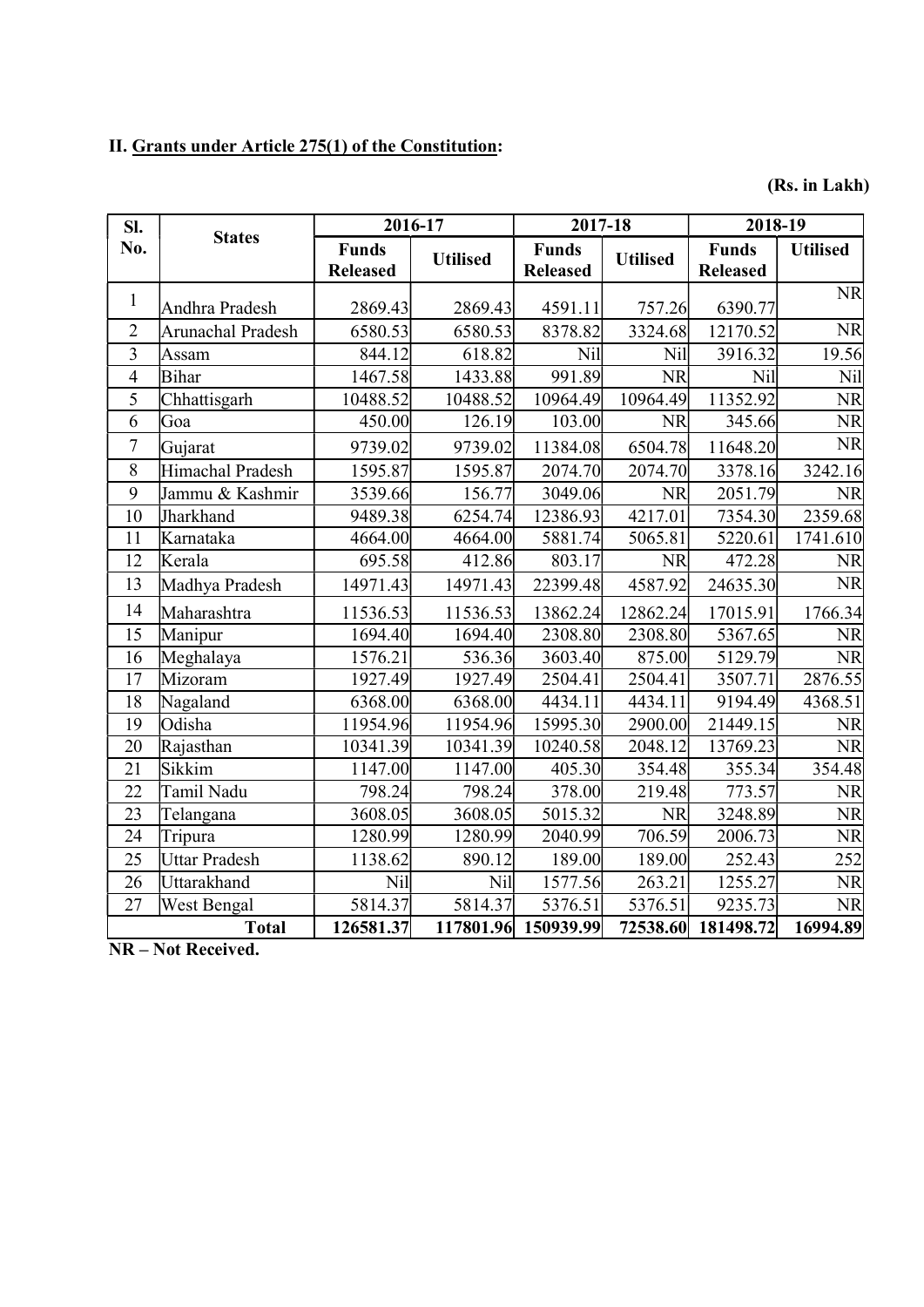**II. Grants under Article 275(1) of the Constitution:**

**(Rs. in Lakh)**

| Sl. No. | States | 2016-17 | | 2017-18 | | 2018-19 | |
|---|---|---|---|---|---|---|---|
| | | Funds Released | Utilised | Funds Released | Utilised | Funds Released | Utilised |
| 1 | Andhra Pradesh | 2869.43 | 2869.43 | 4591.11 | 757.26 | 6390.77 | NR |
| 2 | Arunachal Pradesh | 6580.53 | 6580.53 | 8378.82 | 3324.68 | 12170.52 | NR |
| 3 | Assam | 844.12 | 618.82 | Nil | Nil | 3916.32 | 19.56 |
| 4 | Bihar | 1467.58 | 1433.88 | 991.89 | NR | Nil | Nil |
| 5 | Chhattisgarh | 10488.52 | 10488.52 | 10964.49 | 10964.49 | 11352.92 | NR |
| 6 | Goa | 450.00 | 126.19 | 103.00 | NR | 345.66 | NR |
| 7 | Gujarat | 9739.02 | 9739.02 | 11384.08 | 6504.78 | 11648.20 | NR |
| 8 | Himachal Pradesh | 1595.87 | 1595.87 | 2074.70 | 2074.70 | 3378.16 | 3242.16 |
| 9 | Jammu & Kashmir | 3539.66 | 156.77 | 3049.06 | NR | 2051.79 | NR |
| 10 | Jharkhand | 9489.38 | 6254.74 | 12386.93 | 4217.01 | 7354.30 | 2359.68 |
| 11 | Karnataka | 4664.00 | 4664.00 | 5881.74 | 5065.81 | 5220.61 | 1741.610 |
| 12 | Kerala | 695.58 | 412.86 | 803.17 | NR | 472.28 | NR |
| 13 | Madhya Pradesh | 14971.43 | 14971.43 | 22399.48 | 4587.92 | 24635.30 | NR |
| 14 | Maharashtra | 11536.53 | 11536.53 | 13862.24 | 12862.24 | 17015.91 | 1766.34 |
| 15 | Manipur | 1694.40 | 1694.40 | 2308.80 | 2308.80 | 5367.65 | NR |
| 16 | Meghalaya | 1576.21 | 536.36 | 3603.40 | 875.00 | 5129.79 | NR |
| 17 | Mizoram | 1927.49 | 1927.49 | 2504.41 | 2504.41 | 3507.71 | 2876.55 |
| 18 | Nagaland | 6368.00 | 6368.00 | 4434.11 | 4434.11 | 9194.49 | 4368.51 |
| 19 | Odisha | 11954.96 | 11954.96 | 15995.30 | 2900.00 | 21449.15 | NR |
| 20 | Rajasthan | 10341.39 | 10341.39 | 10240.58 | 2048.12 | 13769.23 | NR |
| 21 | Sikkim | 1147.00 | 1147.00 | 405.30 | 354.48 | 355.34 | 354.48 |
| 22 | Tamil Nadu | 798.24 | 798.24 | 378.00 | 219.48 | 773.57 | NR |
| 23 | Telangana | 3608.05 | 3608.05 | 5015.32 | NR | 3248.89 | NR |
| 24 | Tripura | 1280.99 | 1280.99 | 2040.99 | 706.59 | 2006.73 | NR |
| 25 | Uttar Pradesh | 1138.62 | 890.12 | 189.00 | 189.00 | 252.43 | 252 |
| 26 | Uttarakhand | Nil | Nil | 1577.56 | 263.21 | 1255.27 | NR |
| 27 | West Bengal | 5814.37 | 5814.37 | 5376.51 | 5376.51 | 9235.73 | NR |
| | **Total** | **126581.37** | **117801.96** | **150939.99** | **72538.60** | **181498.72** | **16994.89** |

**NR – Not Received.**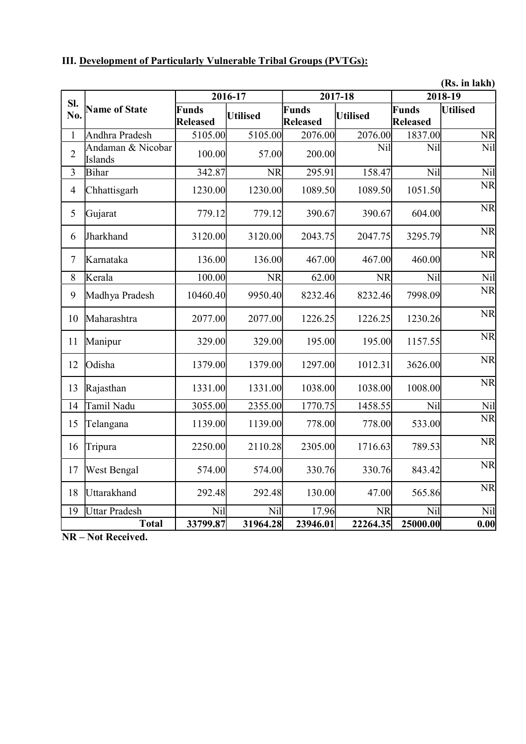### III. Development of Particularly Vulnerable Tribal Groups (PVTGs):

**(Rs. in lakh)**

| Sl. No. | Name of State | 2016-17 | | 2017-18 | | 2018-19 | |
|---|---|---|---|---|---|---|---|
| | | Funds Released | Utilised | Funds Released | Utilised | Funds Released | Utilised |
| 1 | Andhra Pradesh | 5105.00 | 5105.00 | 2076.00 | 2076.00 | 1837.00 | NR |
| 2 | Andaman & Nicobar Islands | 100.00 | 57.00 | 200.00 | Nil | Nil | Nil |
| 3 | Bihar | 342.87 | NR | 295.91 | 158.47 | Nil | Nil |
| 4 | Chhattisgarh | 1230.00 | 1230.00 | 1089.50 | 1089.50 | 1051.50 | NR |
| 5 | Gujarat | 779.12 | 779.12 | 390.67 | 390.67 | 604.00 | NR |
| 6 | Jharkhand | 3120.00 | 3120.00 | 2043.75 | 2047.75 | 3295.79 | NR |
| 7 | Karnataka | 136.00 | 136.00 | 467.00 | 467.00 | 460.00 | NR |
| 8 | Kerala | 100.00 | NR | 62.00 | NR | Nil | Nil |
| 9 | Madhya Pradesh | 10460.40 | 9950.40 | 8232.46 | 8232.46 | 7998.09 | NR |
| 10 | Maharashtra | 2077.00 | 2077.00 | 1226.25 | 1226.25 | 1230.26 | NR |
| 11 | Manipur | 329.00 | 329.00 | 195.00 | 195.00 | 1157.55 | NR |
| 12 | Odisha | 1379.00 | 1379.00 | 1297.00 | 1012.31 | 3626.00 | NR |
| 13 | Rajasthan | 1331.00 | 1331.00 | 1038.00 | 1038.00 | 1008.00 | NR |
| 14 | Tamil Nadu | 3055.00 | 2355.00 | 1770.75 | 1458.55 | Nil | Nil |
| 15 | Telangana | 1139.00 | 1139.00 | 778.00 | 778.00 | 533.00 | NR |
| 16 | Tripura | 2250.00 | 2110.28 | 2305.00 | 1716.63 | 789.53 | NR |
| 17 | West Bengal | 574.00 | 574.00 | 330.76 | 330.76 | 843.42 | NR |
| 18 | Uttarakhand | 292.48 | 292.48 | 130.00 | 47.00 | 565.86 | NR |
| 19 | Uttar Pradesh | Nil | Nil | 17.96 | NR | Nil | Nil |
| | **Total** | **33799.87** | **31964.28** | **23946.01** | **22264.35** | **25000.00** | **0.00** |

**NR – Not Received.**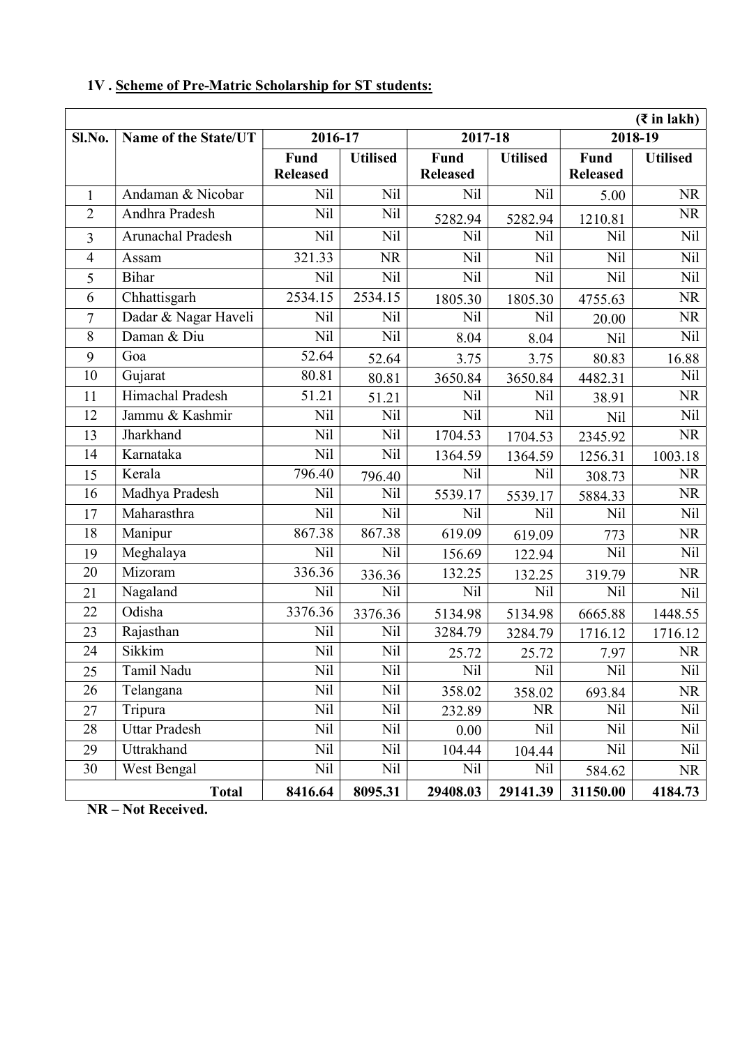**1V . Scheme of Pre-Matric Scholarship for ST students:**

(₹ in lakh)

| Sl.No. | Name of the State/UT | 2016-17 | | 2017-18 | | 2018-19 | |
|---|---|---|---|---|---|---|---|
| | | Fund Released | Utilised | Fund Released | Utilised | Fund Released | Utilised |
| 1 | Andaman & Nicobar | Nil | Nil | Nil | Nil | 5.00 | NR |
| 2 | Andhra Pradesh | Nil | Nil | 5282.94 | 5282.94 | 1210.81 | NR |
| 3 | Arunachal Pradesh | Nil | Nil | Nil | Nil | Nil | Nil |
| 4 | Assam | 321.33 | NR | Nil | Nil | Nil | Nil |
| 5 | Bihar | Nil | Nil | Nil | Nil | Nil | Nil |
| 6 | Chhattisgarh | 2534.15 | 2534.15 | 1805.30 | 1805.30 | 4755.63 | NR |
| 7 | Dadar & Nagar Haveli | Nil | Nil | Nil | Nil | 20.00 | NR |
| 8 | Daman & Diu | Nil | Nil | 8.04 | 8.04 | Nil | Nil |
| 9 | Goa | 52.64 | 52.64 | 3.75 | 3.75 | 80.83 | 16.88 |
| 10 | Gujarat | 80.81 | 80.81 | 3650.84 | 3650.84 | 4482.31 | Nil |
| 11 | Himachal Pradesh | 51.21 | 51.21 | Nil | Nil | 38.91 | NR |
| 12 | Jammu & Kashmir | Nil | Nil | Nil | Nil | Nil | Nil |
| 13 | Jharkhand | Nil | Nil | 1704.53 | 1704.53 | 2345.92 | NR |
| 14 | Karnataka | Nil | Nil | 1364.59 | 1364.59 | 1256.31 | 1003.18 |
| 15 | Kerala | 796.40 | 796.40 | Nil | Nil | 308.73 | NR |
| 16 | Madhya Pradesh | Nil | Nil | 5539.17 | 5539.17 | 5884.33 | NR |
| 17 | Maharasthra | Nil | Nil | Nil | Nil | Nil | Nil |
| 18 | Manipur | 867.38 | 867.38 | 619.09 | 619.09 | 773 | NR |
| 19 | Meghalaya | Nil | Nil | 156.69 | 122.94 | Nil | Nil |
| 20 | Mizoram | 336.36 | 336.36 | 132.25 | 132.25 | 319.79 | NR |
| 21 | Nagaland | Nil | Nil | Nil | Nil | Nil | Nil |
| 22 | Odisha | 3376.36 | 3376.36 | 5134.98 | 5134.98 | 6665.88 | 1448.55 |
| 23 | Rajasthan | Nil | Nil | 3284.79 | 3284.79 | 1716.12 | 1716.12 |
| 24 | Sikkim | Nil | Nil | 25.72 | 25.72 | 7.97 | NR |
| 25 | Tamil Nadu | Nil | Nil | Nil | Nil | Nil | Nil |
| 26 | Telangana | Nil | Nil | 358.02 | 358.02 | 693.84 | NR |
| 27 | Tripura | Nil | Nil | 232.89 | NR | Nil | Nil |
| 28 | Uttar Pradesh | Nil | Nil | 0.00 | Nil | Nil | Nil |
| 29 | Uttrakhand | Nil | Nil | 104.44 | 104.44 | Nil | Nil |
| 30 | West Bengal | Nil | Nil | Nil | Nil | 584.62 | NR |
| | **Total** | **8416.64** | **8095.31** | **29408.03** | **29141.39** | **31150.00** | **4184.73** |

**NR – Not Received.**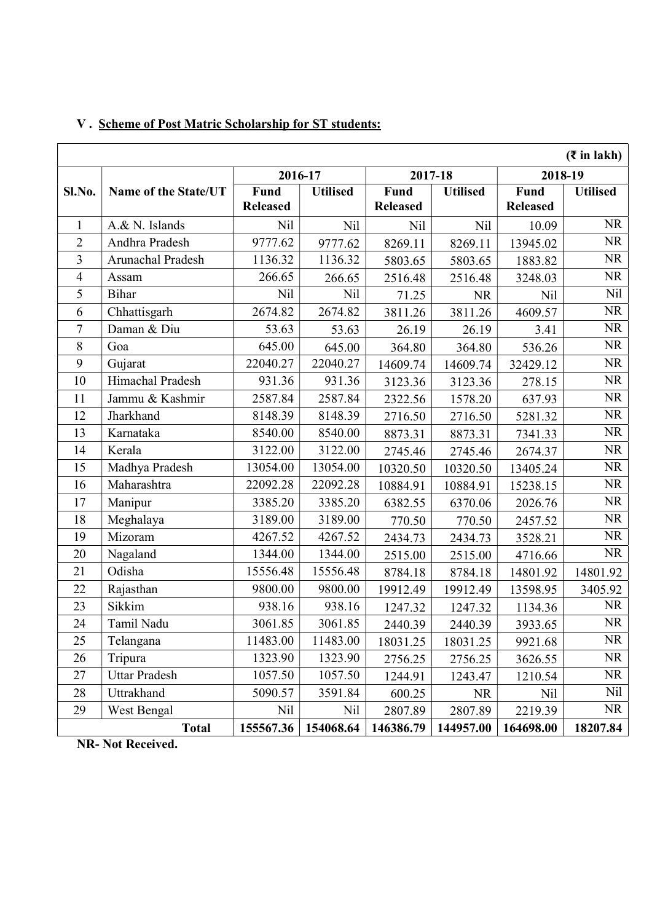## V . Scheme of Post Matric Scholarship for ST students:

(₹ in lakh)

| Sl.No. | Name of the State/UT | 2016-17 | | 2017-18 | | 2018-19 | |
|---|---|---|---|---|---|---|---|
| | | Fund Released | Utilised | Fund Released | Utilised | Fund Released | Utilised |
| 1 | A.& N. Islands | Nil | Nil | Nil | Nil | 10.09 | NR |
| 2 | Andhra Pradesh | 9777.62 | 9777.62 | 8269.11 | 8269.11 | 13945.02 | NR |
| 3 | Arunachal Pradesh | 1136.32 | 1136.32 | 5803.65 | 5803.65 | 1883.82 | NR |
| 4 | Assam | 266.65 | 266.65 | 2516.48 | 2516.48 | 3248.03 | NR |
| 5 | Bihar | Nil | Nil | 71.25 | NR | Nil | Nil |
| 6 | Chhattisgarh | 2674.82 | 2674.82 | 3811.26 | 3811.26 | 4609.57 | NR |
| 7 | Daman & Diu | 53.63 | 53.63 | 26.19 | 26.19 | 3.41 | NR |
| 8 | Goa | 645.00 | 645.00 | 364.80 | 364.80 | 536.26 | NR |
| 9 | Gujarat | 22040.27 | 22040.27 | 14609.74 | 14609.74 | 32429.12 | NR |
| 10 | Himachal Pradesh | 931.36 | 931.36 | 3123.36 | 3123.36 | 278.15 | NR |
| 11 | Jammu & Kashmir | 2587.84 | 2587.84 | 2322.56 | 1578.20 | 637.93 | NR |
| 12 | Jharkhand | 8148.39 | 8148.39 | 2716.50 | 2716.50 | 5281.32 | NR |
| 13 | Karnataka | 8540.00 | 8540.00 | 8873.31 | 8873.31 | 7341.33 | NR |
| 14 | Kerala | 3122.00 | 3122.00 | 2745.46 | 2745.46 | 2674.37 | NR |
| 15 | Madhya Pradesh | 13054.00 | 13054.00 | 10320.50 | 10320.50 | 13405.24 | NR |
| 16 | Maharashtra | 22092.28 | 22092.28 | 10884.91 | 10884.91 | 15238.15 | NR |
| 17 | Manipur | 3385.20 | 3385.20 | 6382.55 | 6370.06 | 2026.76 | NR |
| 18 | Meghalaya | 3189.00 | 3189.00 | 770.50 | 770.50 | 2457.52 | NR |
| 19 | Mizoram | 4267.52 | 4267.52 | 2434.73 | 2434.73 | 3528.21 | NR |
| 20 | Nagaland | 1344.00 | 1344.00 | 2515.00 | 2515.00 | 4716.66 | NR |
| 21 | Odisha | 15556.48 | 15556.48 | 8784.18 | 8784.18 | 14801.92 | 14801.92 |
| 22 | Rajasthan | 9800.00 | 9800.00 | 19912.49 | 19912.49 | 13598.95 | 3405.92 |
| 23 | Sikkim | 938.16 | 938.16 | 1247.32 | 1247.32 | 1134.36 | NR |
| 24 | Tamil Nadu | 3061.85 | 3061.85 | 2440.39 | 2440.39 | 3933.65 | NR |
| 25 | Telangana | 11483.00 | 11483.00 | 18031.25 | 18031.25 | 9921.68 | NR |
| 26 | Tripura | 1323.90 | 1323.90 | 2756.25 | 2756.25 | 3626.55 | NR |
| 27 | Uttar Pradesh | 1057.50 | 1057.50 | 1244.91 | 1243.47 | 1210.54 | NR |
| 28 | Uttrakhand | 5090.57 | 3591.84 | 600.25 | NR | Nil | Nil |
| 29 | West Bengal | Nil | Nil | 2807.89 | 2807.89 | 2219.39 | NR |
| | **Total** | **155567.36** | **154068.64** | **146386.79** | **144957.00** | **164698.00** | **18207.84** |

**NR- Not Received.**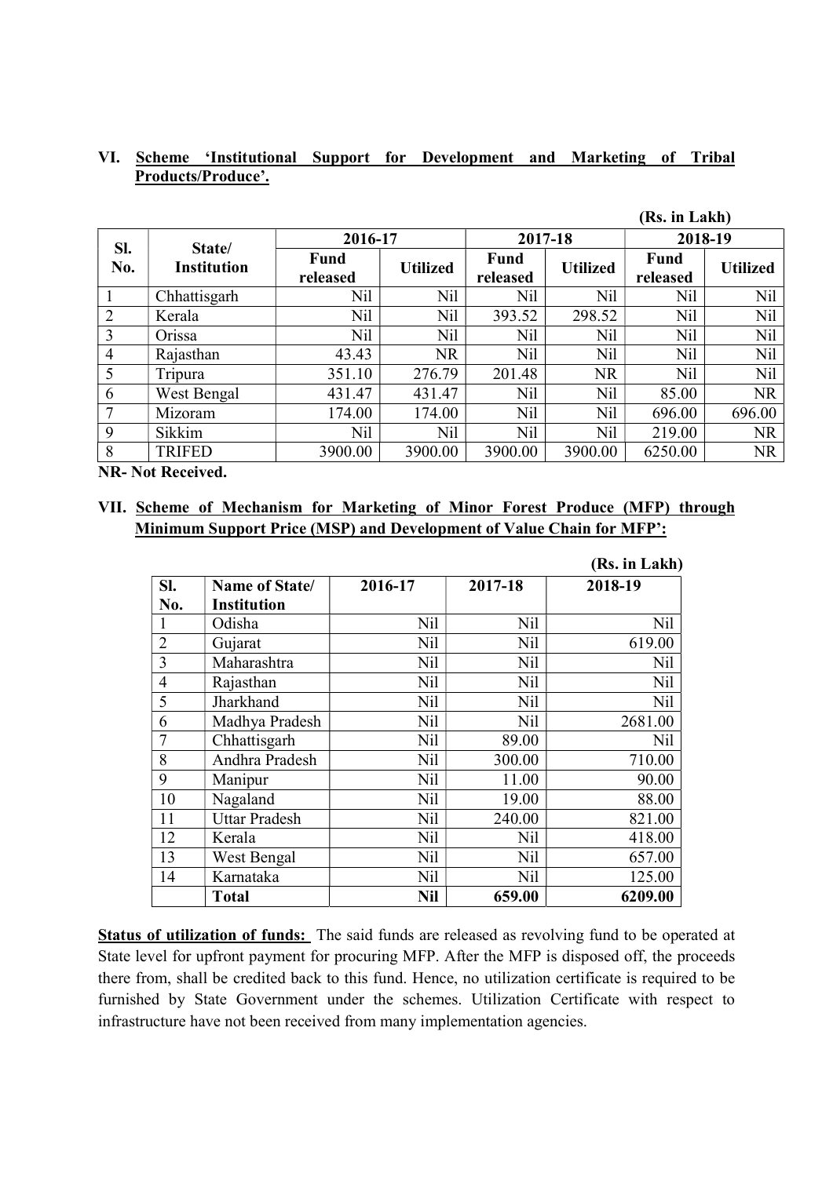**VI. Scheme 'Institutional Support for Development and Marketing of Tribal Products/Produce'.**

(Rs. in Lakh)

| Sl. No. | State/ Institution | 2016-17 | | 2017-18 | | 2018-19 | |
|---|---|---|---|---|---|---|---|
| | | Fund released | Utilized | Fund released | Utilized | Fund released | Utilized |
| 1 | Chhattisgarh | Nil | Nil | Nil | Nil | Nil | Nil |
| 2 | Kerala | Nil | Nil | 393.52 | 298.52 | Nil | Nil |
| 3 | Orissa | Nil | Nil | Nil | Nil | Nil | Nil |
| 4 | Rajasthan | 43.43 | NR | Nil | Nil | Nil | Nil |
| 5 | Tripura | 351.10 | 276.79 | 201.48 | NR | Nil | Nil |
| 6 | West Bengal | 431.47 | 431.47 | Nil | Nil | 85.00 | NR |
| 7 | Mizoram | 174.00 | 174.00 | Nil | Nil | 696.00 | 696.00 |
| 9 | Sikkim | Nil | Nil | Nil | Nil | 219.00 | NR |
| 8 | TRIFED | 3900.00 | 3900.00 | 3900.00 | 3900.00 | 6250.00 | NR |

**NR- Not Received.**

**VII. Scheme of Mechanism for Marketing of Minor Forest Produce (MFP) through Minimum Support Price (MSP) and Development of Value Chain for MFP':**

(Rs. in Lakh)

| Sl. No. | Name of State/ Institution | 2016-17 | 2017-18 | 2018-19 |
|---|---|---|---|---|
| 1 | Odisha | Nil | Nil | Nil |
| 2 | Gujarat | Nil | Nil | 619.00 |
| 3 | Maharashtra | Nil | Nil | Nil |
| 4 | Rajasthan | Nil | Nil | Nil |
| 5 | Jharkhand | Nil | Nil | Nil |
| 6 | Madhya Pradesh | Nil | Nil | 2681.00 |
| 7 | Chhattisgarh | Nil | 89.00 | Nil |
| 8 | Andhra Pradesh | Nil | 300.00 | 710.00 |
| 9 | Manipur | Nil | 11.00 | 90.00 |
| 10 | Nagaland | Nil | 19.00 | 88.00 |
| 11 | Uttar Pradesh | Nil | 240.00 | 821.00 |
| 12 | Kerala | Nil | Nil | 418.00 |
| 13 | West Bengal | Nil | Nil | 657.00 |
| 14 | Karnataka | Nil | Nil | 125.00 |
| | **Total** | **Nil** | **659.00** | **6209.00** |

**Status of utilization of funds:** The said funds are released as revolving fund to be operated at State level for upfront payment for procuring MFP. After the MFP is disposed off, the proceeds there from, shall be credited back to this fund. Hence, no utilization certificate is required to be furnished by State Government under the schemes. Utilization Certificate with respect to infrastructure have not been received from many implementation agencies.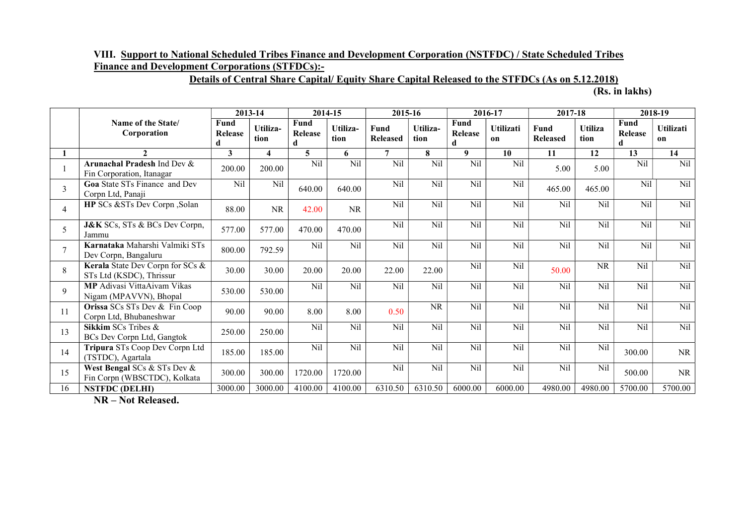### VIII. Support to National Scheduled Tribes Finance and Development Corporation (NSTFDC) / State Scheduled Tribes Finance and Development Corporations (STFDCs):-

**Details of Central Share Capital/ Equity Share Capital Released to the STFDCs (As on 5.12.2018)**

**(Rs. in lakhs)**

| | Name of the State/ Corporation | 2013-14 | | 2014-15 | | 2015-16 | | 2016-17 | | 2017-18 | | 2018-19 | |
|---|---|---|---|---|---|---|---|---|---|---|---|---|---|
| | | Fund Released | Utiliza-tion | Fund Released | Utiliza-tion | Fund Released | Utiliza-tion | Fund Released | Utilization | Fund Released | Utilization | Fund Released | Utilization |
| 1 | 2 | 3 | 4 | 5 | 6 | 7 | 8 | 9 | 10 | 11 | 12 | 13 | 14 |
| 1 | **Arunachal Pradesh** Ind Dev & Fin Corporation, Itanagar | 200.00 | 200.00 | Nil | Nil | Nil | Nil | Nil | Nil | 5.00 | 5.00 | Nil | Nil |
| 3 | **Goa** State STs Finance and Dev Corpn Ltd, Panaji | Nil | Nil | 640.00 | 640.00 | Nil | Nil | Nil | Nil | 465.00 | 465.00 | Nil | Nil |
| 4 | **HP** SCs &STs Dev Corpn ,Solan | 88.00 | NR | 42.00 | NR | Nil | Nil | Nil | Nil | Nil | Nil | Nil | Nil |
| 5 | **J&K** SCs, STs & BCs Dev Corpn, Jammu | 577.00 | 577.00 | 470.00 | 470.00 | Nil | Nil | Nil | Nil | Nil | Nil | Nil | Nil |
| 7 | **Karnataka** Maharshi Valmiki STs Dev Corpn, Bangaluru | 800.00 | 792.59 | Nil | Nil | Nil | Nil | Nil | Nil | Nil | Nil | Nil | Nil |
| 8 | **Kerala** State Dev Corpn for SCs & STs Ltd (KSDC), Thrissur | 30.00 | 30.00 | 20.00 | 20.00 | 22.00 | 22.00 | Nil | Nil | 50.00 | NR | Nil | Nil |
| 9 | **MP** Adivasi VittaAivam Vikas Nigam (MPAVVN), Bhopal | 530.00 | 530.00 | Nil | Nil | Nil | Nil | Nil | Nil | Nil | Nil | Nil | Nil |
| 11 | **Orissa** SCs STs Dev & Fin Coop Corpn Ltd, Bhubaneshwar | 90.00 | 90.00 | 8.00 | 8.00 | 0.50 | NR | Nil | Nil | Nil | Nil | Nil | Nil |
| 13 | **Sikkim** SCs Tribes & BCs Dev Corpn Ltd, Gangtok | 250.00 | 250.00 | Nil | Nil | Nil | Nil | Nil | Nil | Nil | Nil | Nil | Nil |
| 14 | **Tripura** STs Coop Dev Corpn Ltd (TSTDC), Agartala | 185.00 | 185.00 | Nil | Nil | Nil | Nil | Nil | Nil | Nil | Nil | 300.00 | NR |
| 15 | **West Bengal** SCs & STs Dev & Fin Corpn (WBSCTDC), Kolkata | 300.00 | 300.00 | 1720.00 | 1720.00 | Nil | Nil | Nil | Nil | Nil | Nil | 500.00 | NR |
| 16 | **NSTFDC (DELHI)** | 3000.00 | 3000.00 | 4100.00 | 4100.00 | 6310.50 | 6310.50 | 6000.00 | 6000.00 | 4980.00 | 4980.00 | 5700.00 | 5700.00 |

**NR – Not Released.**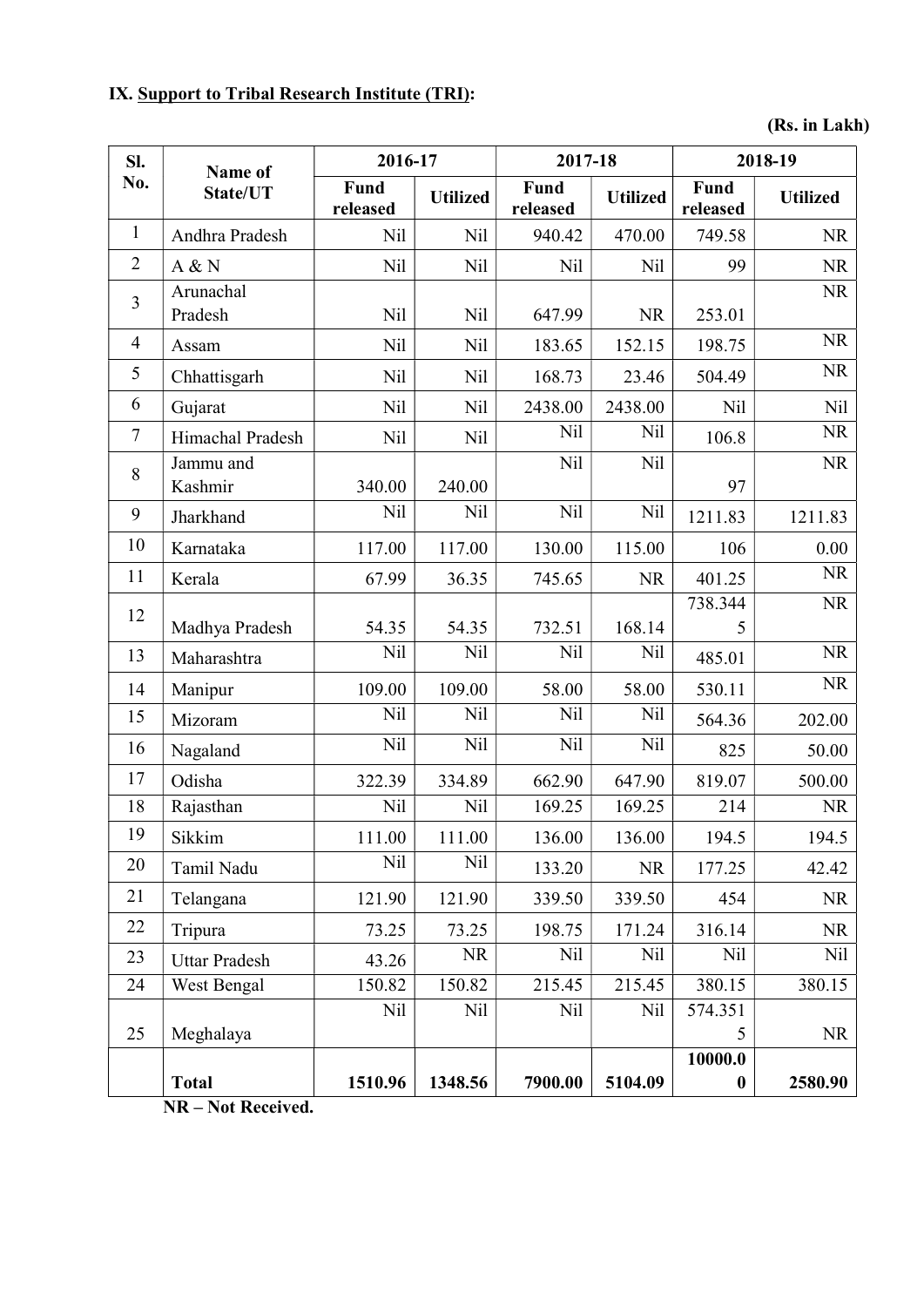**IX. Support to Tribal Research Institute (TRI):**

**(Rs. in Lakh)**

| Sl. No. | Name of State/UT | 2016-17 | | 2017-18 | | 2018-19 | |
|---|---|---|---|---|---|---|---|
| | | Fund released | Utilized | Fund released | Utilized | Fund released | Utilized |
| 1 | Andhra Pradesh | Nil | Nil | 940.42 | 470.00 | 749.58 | NR |
| 2 | A & N | Nil | Nil | Nil | Nil | 99 | NR |
| 3 | Arunachal Pradesh | Nil | Nil | 647.99 | NR | 253.01 | NR |
| 4 | Assam | Nil | Nil | 183.65 | 152.15 | 198.75 | NR |
| 5 | Chhattisgarh | Nil | Nil | 168.73 | 23.46 | 504.49 | NR |
| 6 | Gujarat | Nil | Nil | 2438.00 | 2438.00 | Nil | Nil |
| 7 | Himachal Pradesh | Nil | Nil | Nil | Nil | 106.8 | NR |
| 8 | Jammu and Kashmir | 340.00 | 240.00 | Nil | Nil | 97 | NR |
| 9 | Jharkhand | Nil | Nil | Nil | Nil | 1211.83 | 1211.83 |
| 10 | Karnataka | 117.00 | 117.00 | 130.00 | 115.00 | 106 | 0.00 |
| 11 | Kerala | 67.99 | 36.35 | 745.65 | NR | 401.25 | NR |
| 12 | Madhya Pradesh | 54.35 | 54.35 | 732.51 | 168.14 | 738.3445 | NR |
| 13 | Maharashtra | Nil | Nil | Nil | Nil | 485.01 | NR |
| 14 | Manipur | 109.00 | 109.00 | 58.00 | 58.00 | 530.11 | NR |
| 15 | Mizoram | Nil | Nil | Nil | Nil | 564.36 | 202.00 |
| 16 | Nagaland | Nil | Nil | Nil | Nil | 825 | 50.00 |
| 17 | Odisha | 322.39 | 334.89 | 662.90 | 647.90 | 819.07 | 500.00 |
| 18 | Rajasthan | Nil | Nil | 169.25 | 169.25 | 214 | NR |
| 19 | Sikkim | 111.00 | 111.00 | 136.00 | 136.00 | 194.5 | 194.5 |
| 20 | Tamil Nadu | Nil | Nil | 133.20 | NR | 177.25 | 42.42 |
| 21 | Telangana | 121.90 | 121.90 | 339.50 | 339.50 | 454 | NR |
| 22 | Tripura | 73.25 | 73.25 | 198.75 | 171.24 | 316.14 | NR |
| 23 | Uttar Pradesh | 43.26 | NR | Nil | Nil | Nil | Nil |
| 24 | West Bengal | 150.82 | 150.82 | 215.45 | 215.45 | 380.15 | 380.15 |
| 25 | Meghalaya | Nil | Nil | Nil | Nil | 574.3515 | NR |
| | **Total** | **1510.96** | **1348.56** | **7900.00** | **5104.09** | **10000.00** | **2580.90** |

**NR – Not Received.**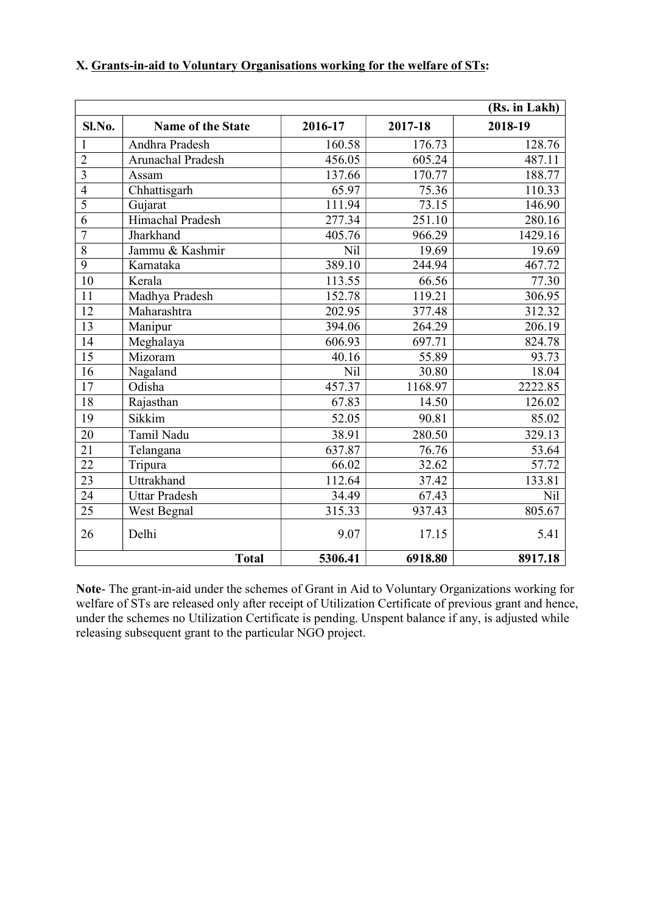**X. Grants-in-aid to Voluntary Organisations working for the welfare of STs:**

(Rs. in Lakh)

| Sl.No. | Name of the State | 2016-17 | 2017-18 | 2018-19 |
|---|---|---|---|---|
| 1 | Andhra Pradesh | 160.58 | 176.73 | 128.76 |
| 2 | Arunachal Pradesh | 456.05 | 605.24 | 487.11 |
| 3 | Assam | 137.66 | 170.77 | 188.77 |
| 4 | Chhattisgarh | 65.97 | 75.36 | 110.33 |
| 5 | Gujarat | 111.94 | 73.15 | 146.90 |
| 6 | Himachal Pradesh | 277.34 | 251.10 | 280.16 |
| 7 | Jharkhand | 405.76 | 966.29 | 1429.16 |
| 8 | Jammu & Kashmir | Nil | 19.69 | 19.69 |
| 9 | Karnataka | 389.10 | 244.94 | 467.72 |
| 10 | Kerala | 113.55 | 66.56 | 77.30 |
| 11 | Madhya Pradesh | 152.78 | 119.21 | 306.95 |
| 12 | Maharashtra | 202.95 | 377.48 | 312.32 |
| 13 | Manipur | 394.06 | 264.29 | 206.19 |
| 14 | Meghalaya | 606.93 | 697.71 | 824.78 |
| 15 | Mizoram | 40.16 | 55.89 | 93.73 |
| 16 | Nagaland | Nil | 30.80 | 18.04 |
| 17 | Odisha | 457.37 | 1168.97 | 2222.85 |
| 18 | Rajasthan | 67.83 | 14.50 | 126.02 |
| 19 | Sikkim | 52.05 | 90.81 | 85.02 |
| 20 | Tamil Nadu | 38.91 | 280.50 | 329.13 |
| 21 | Telangana | 637.87 | 76.76 | 53.64 |
| 22 | Tripura | 66.02 | 32.62 | 57.72 |
| 23 | Uttrakhand | 112.64 | 37.42 | 133.81 |
| 24 | Uttar Pradesh | 34.49 | 67.43 | Nil |
| 25 | West Begnal | 315.33 | 937.43 | 805.67 |
| 26 | Delhi | 9.07 | 17.15 | 5.41 |
| | **Total** | **5306.41** | **6918.80** | **8917.18** |

**Note**- The grant-in-aid under the schemes of Grant in Aid to Voluntary Organizations working for welfare of STs are released only after receipt of Utilization Certificate of previous grant and hence, under the schemes no Utilization Certificate is pending. Unspent balance if any, is adjusted while releasing subsequent grant to the particular NGO project.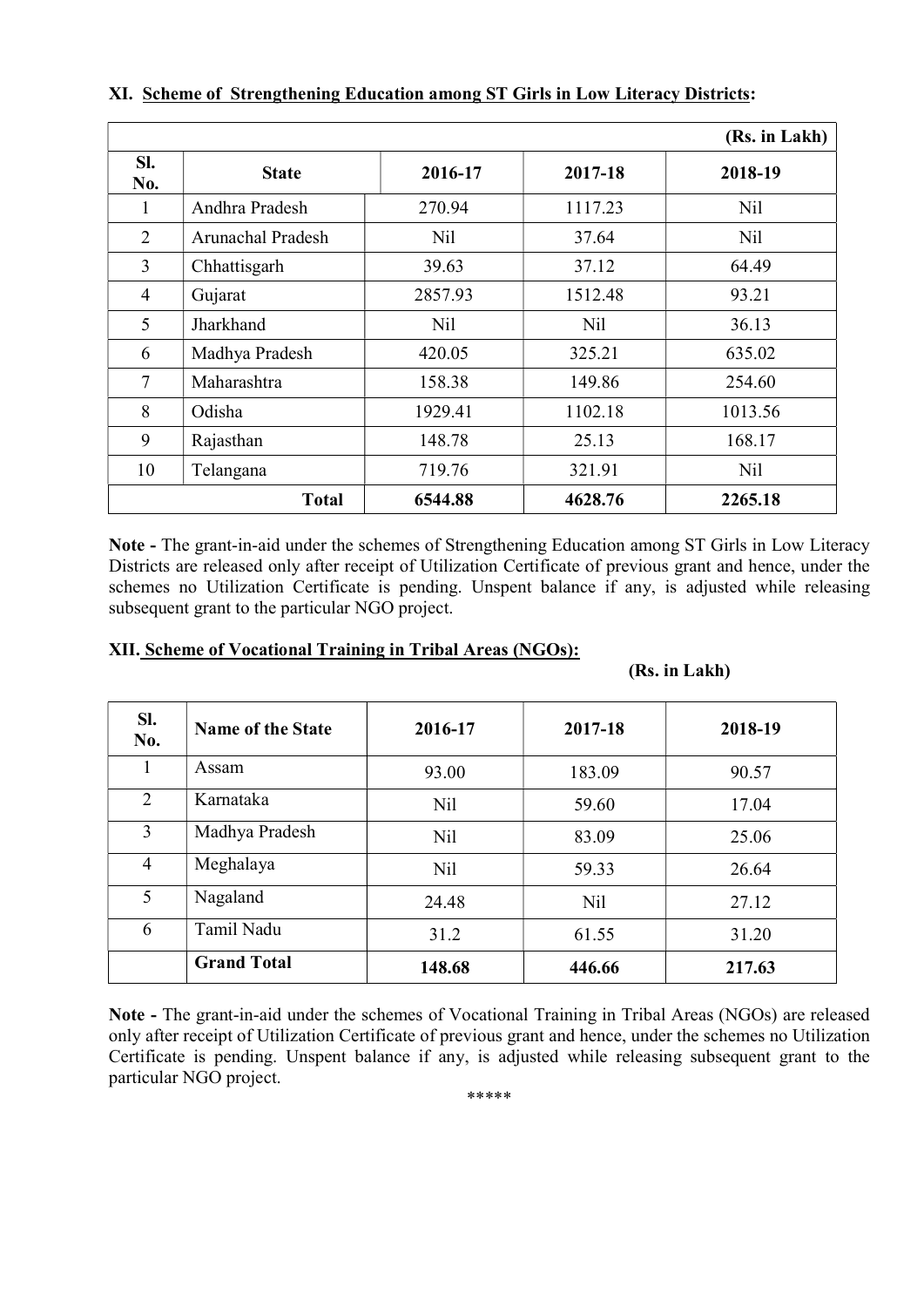## XI. Scheme of Strengthening Education among ST Girls in Low Literacy Districts:

(Rs. in Lakh)

| Sl. No. | State | 2016-17 | 2017-18 | 2018-19 |
|---|---|---|---|---|
| 1 | Andhra Pradesh | 270.94 | 1117.23 | Nil |
| 2 | Arunachal Pradesh | Nil | 37.64 | Nil |
| 3 | Chhattisgarh | 39.63 | 37.12 | 64.49 |
| 4 | Gujarat | 2857.93 | 1512.48 | 93.21 |
| 5 | Jharkhand | Nil | Nil | 36.13 |
| 6 | Madhya Pradesh | 420.05 | 325.21 | 635.02 |
| 7 | Maharashtra | 158.38 | 149.86 | 254.60 |
| 8 | Odisha | 1929.41 | 1102.18 | 1013.56 |
| 9 | Rajasthan | 148.78 | 25.13 | 168.17 |
| 10 | Telangana | 719.76 | 321.91 | Nil |
| | **Total** | **6544.88** | **4628.76** | **2265.18** |

**Note -** The grant-in-aid under the schemes of Strengthening Education among ST Girls in Low Literacy Districts are released only after receipt of Utilization Certificate of previous grant and hence, under the schemes no Utilization Certificate is pending. Unspent balance if any, is adjusted while releasing subsequent grant to the particular NGO project.

## XII. Scheme of Vocational Training in Tribal Areas (NGOs):

(Rs. in Lakh)

| Sl. No. | Name of the State | 2016-17 | 2017-18 | 2018-19 |
|---|---|---|---|---|
| 1 | Assam | 93.00 | 183.09 | 90.57 |
| 2 | Karnataka | Nil | 59.60 | 17.04 |
| 3 | Madhya Pradesh | Nil | 83.09 | 25.06 |
| 4 | Meghalaya | Nil | 59.33 | 26.64 |
| 5 | Nagaland | 24.48 | Nil | 27.12 |
| 6 | Tamil Nadu | 31.2 | 61.55 | 31.20 |
| | **Grand Total** | **148.68** | **446.66** | **217.63** |

**Note -** The grant-in-aid under the schemes of Vocational Training in Tribal Areas (NGOs) are released only after receipt of Utilization Certificate of previous grant and hence, under the schemes no Utilization Certificate is pending. Unspent balance if any, is adjusted while releasing subsequent grant to the particular NGO project.

*****